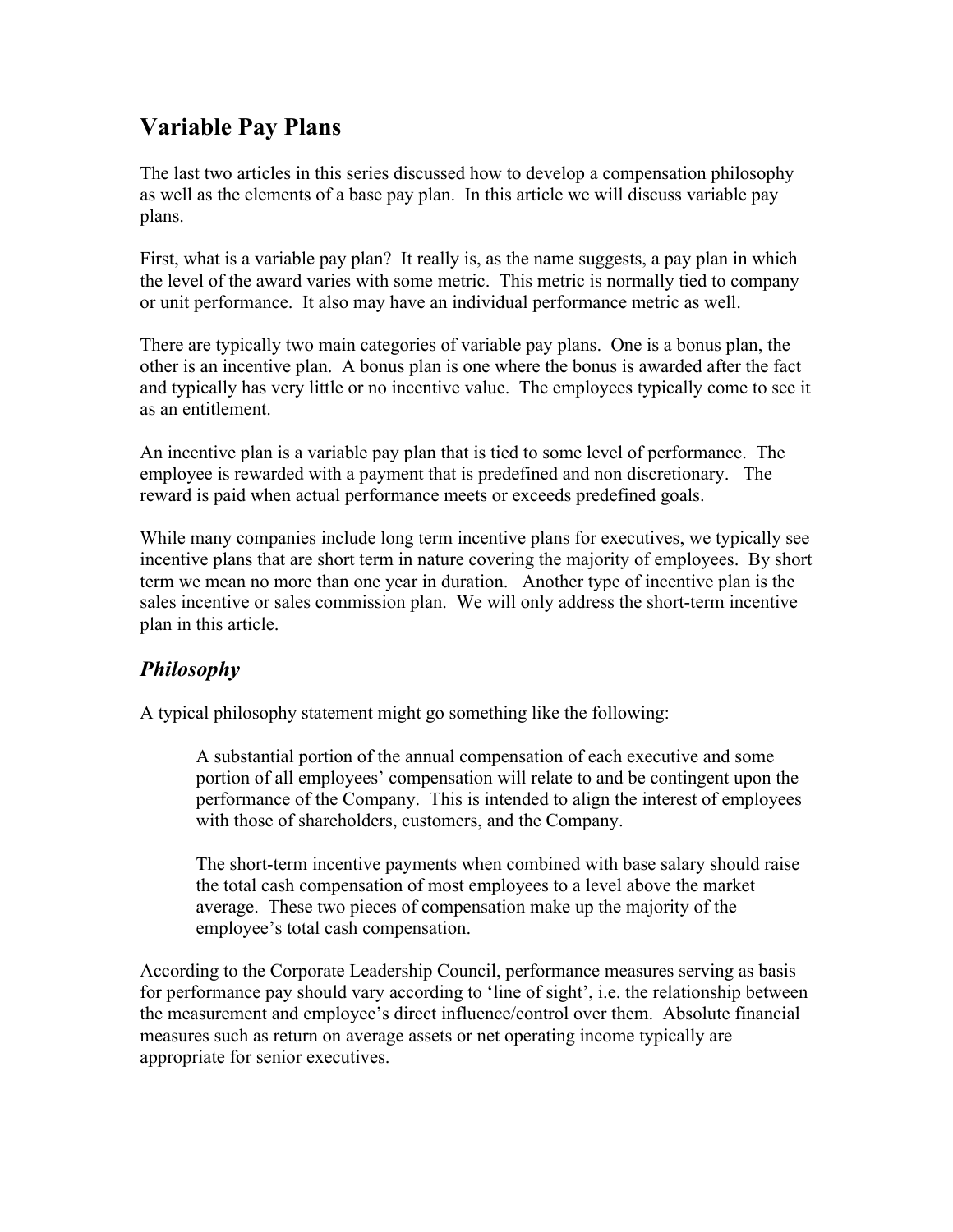# Variable Pay Plans

The last two articles in this series discussed how to develop a compensation philosophy as well as the elements of a base pay plan. In this article we will discuss variable pay plans.

First, what is a variable pay plan? It really is, as the name suggests, a pay plan in which the level of the award varies with some metric. This metric is normally tied to company or unit performance. It also may have an individual performance metric as well.

There are typically two main categories of variable pay plans. One is a bonus plan, the other is an incentive plan. A bonus plan is one where the bonus is awarded after the fact and typically has very little or no incentive value. The employees typically come to see it as an entitlement.

An incentive plan is a variable pay plan that is tied to some level of performance. The employee is rewarded with a payment that is predefined and non discretionary. The reward is paid when actual performance meets or exceeds predefined goals.

While many companies include long term incentive plans for executives, we typically see incentive plans that are short term in nature covering the majority of employees. By short term we mean no more than one year in duration. Another type of incentive plan is the sales incentive or sales commission plan. We will only address the short-term incentive plan in this article.

## *Philosophy*

A typical philosophy statement might go something like the following:

> A substantial portion of the annual compensation of each executive and some portion of all employees' compensation will relate to and be contingent upon the performance of the Company. This is intended to align the interest of employees with those of shareholders, customers, and the Company.
>
> The short-term incentive payments when combined with base salary should raise the total cash compensation of most employees to a level above the market average. These two pieces of compensation make up the majority of the employee's total cash compensation.

According to the Corporate Leadership Council, performance measures serving as basis for performance pay should vary according to 'line of sight', i.e. the relationship between the measurement and employee's direct influence/control over them. Absolute financial measures such as return on average assets or net operating income typically are appropriate for senior executives.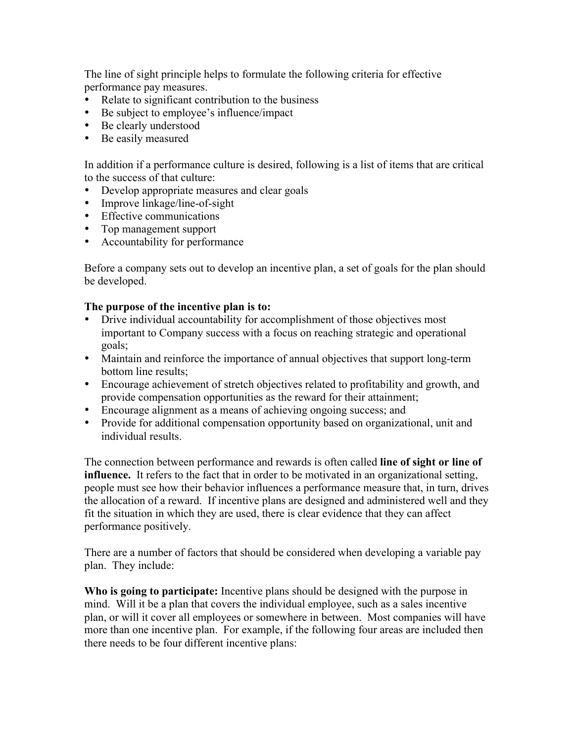The line of sight principle helps to formulate the following criteria for effective performance pay measures.

- Relate to significant contribution to the business
- Be subject to employee's influence/impact
- Be clearly understood
- Be easily measured

In addition if a performance culture is desired, following is a list of items that are critical to the success of that culture:

- Develop appropriate measures and clear goals
- Improve linkage/line-of-sight
- Effective communications
- Top management support
- Accountability for performance

Before a company sets out to develop an incentive plan, a set of goals for the plan should be developed.

**The purpose of the incentive plan is to:**

- Drive individual accountability for accomplishment of those objectives most important to Company success with a focus on reaching strategic and operational goals;
- Maintain and reinforce the importance of annual objectives that support long-term bottom line results;
- Encourage achievement of stretch objectives related to profitability and growth, and provide compensation opportunities as the reward for their attainment;
- Encourage alignment as a means of achieving ongoing success; and
- Provide for additional compensation opportunity based on organizational, unit and individual results.

The connection between performance and rewards is often called **line of sight or line of influence.** It refers to the fact that in order to be motivated in an organizational setting, people must see how their behavior influences a performance measure that, in turn, drives the allocation of a reward. If incentive plans are designed and administered well and they fit the situation in which they are used, there is clear evidence that they can affect performance positively.

There are a number of factors that should be considered when developing a variable pay plan. They include:

**Who is going to participate:** Incentive plans should be designed with the purpose in mind. Will it be a plan that covers the individual employee, such as a sales incentive plan, or will it cover all employees or somewhere in between. Most companies will have more than one incentive plan. For example, if the following four areas are included then there needs to be four different incentive plans: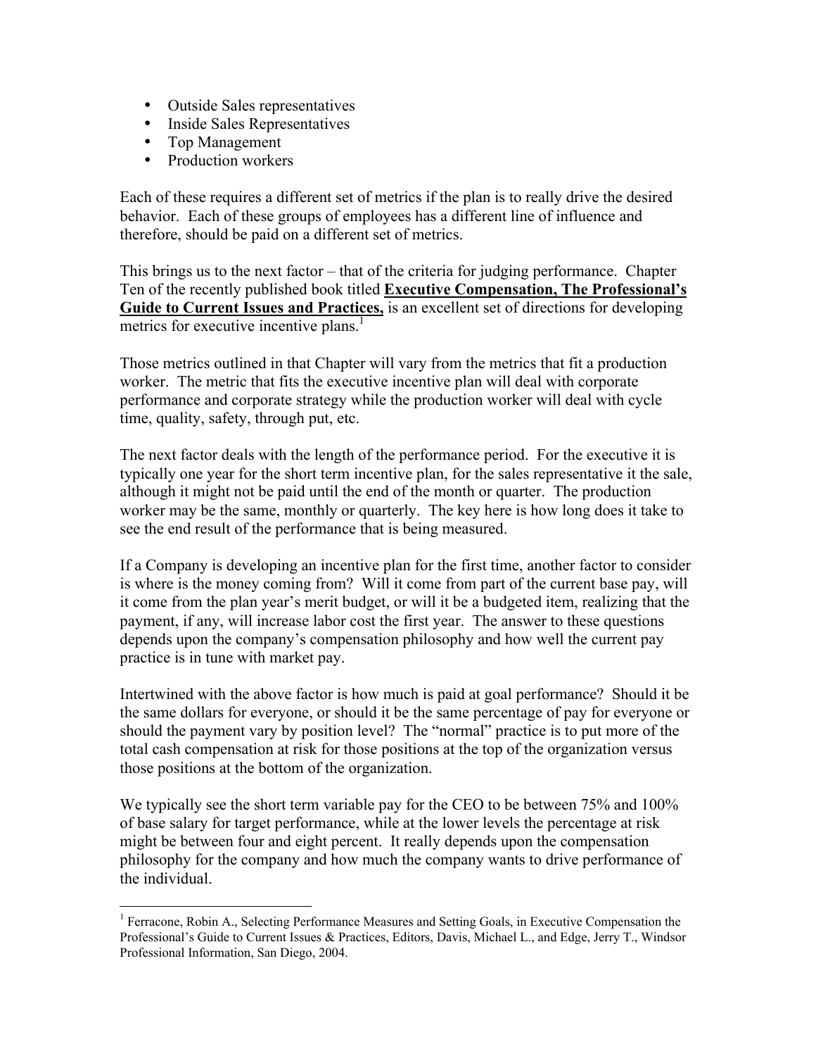- Outside Sales representatives
- Inside Sales Representatives
- Top Management
- Production workers

Each of these requires a different set of metrics if the plan is to really drive the desired behavior. Each of these groups of employees has a different line of influence and therefore, should be paid on a different set of metrics.

This brings us to the next factor – that of the criteria for judging performance. Chapter Ten of the recently published book titled **Executive Compensation, The Professional's Guide to Current Issues and Practices,** is an excellent set of directions for developing metrics for executive incentive plans.[1]

Those metrics outlined in that Chapter will vary from the metrics that fit a production worker. The metric that fits the executive incentive plan will deal with corporate performance and corporate strategy while the production worker will deal with cycle time, quality, safety, through put, etc.

The next factor deals with the length of the performance period. For the executive it is typically one year for the short term incentive plan, for the sales representative it the sale, although it might not be paid until the end of the month or quarter. The production worker may be the same, monthly or quarterly. The key here is how long does it take to see the end result of the performance that is being measured.

If a Company is developing an incentive plan for the first time, another factor to consider is where is the money coming from? Will it come from part of the current base pay, will it come from the plan year's merit budget, or will it be a budgeted item, realizing that the payment, if any, will increase labor cost the first year. The answer to these questions depends upon the company's compensation philosophy and how well the current pay practice is in tune with market pay.

Intertwined with the above factor is how much is paid at goal performance? Should it be the same dollars for everyone, or should it be the same percentage of pay for everyone or should the payment vary by position level? The "normal" practice is to put more of the total cash compensation at risk for those positions at the top of the organization versus those positions at the bottom of the organization.

We typically see the short term variable pay for the CEO to be between 75% and 100% of base salary for target performance, while at the lower levels the percentage at risk might be between four and eight percent. It really depends upon the compensation philosophy for the company and how much the company wants to drive performance of the individual.

---

[1] Ferracone, Robin A., Selecting Performance Measures and Setting Goals, in Executive Compensation the Professional's Guide to Current Issues & Practices, Editors, Davis, Michael L., and Edge, Jerry T., Windsor Professional Information, San Diego, 2004.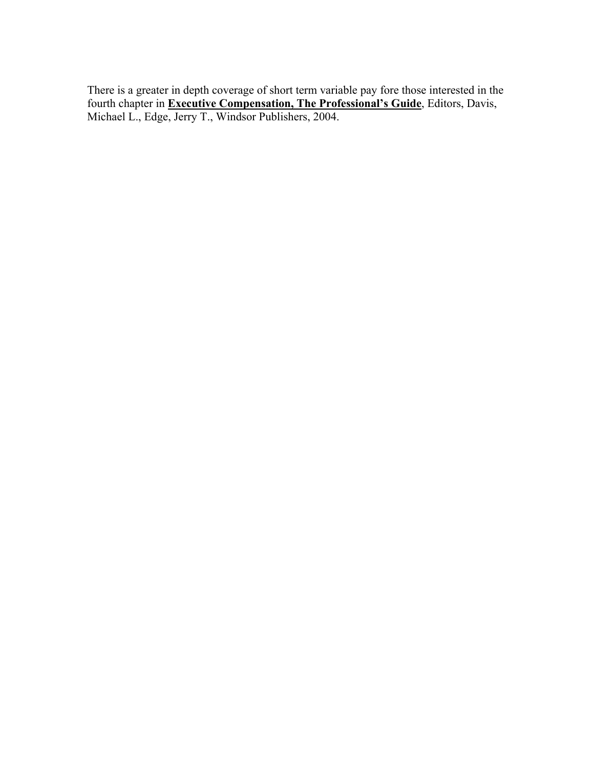There is a greater in depth coverage of short term variable pay fore those interested in the fourth chapter in <u>**Executive Compensation, The Professional's Guide**</u>, Editors, Davis, Michael L., Edge, Jerry T., Windsor Publishers, 2004.